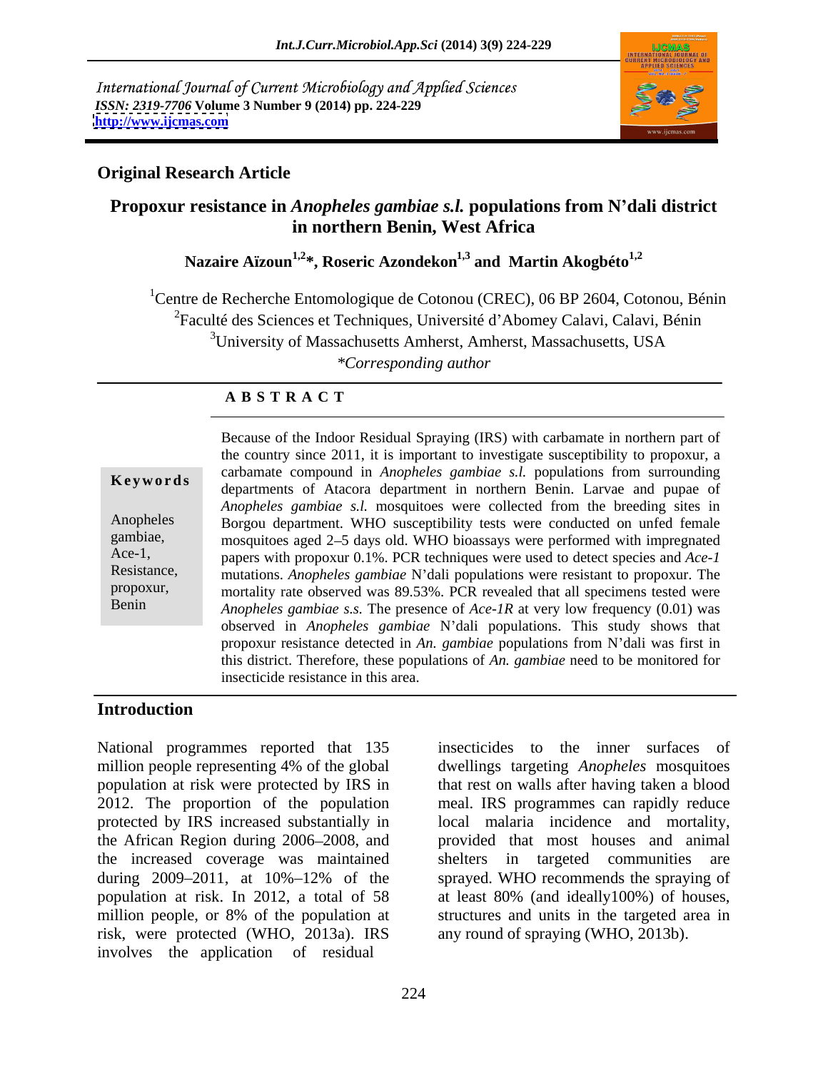International Journal of Current Microbiology and Applied Sciences
*ISSN: 2319-7706* **Volume 3 Number 9 (2014) pp. 224-229**
**http://www.ijcmas.com**

**Original Research Article**

# Propoxur resistance in *Anopheles gambiae s.l.* populations from N'dali district in northern Benin, West Africa

**Nazaire Aïzoun[1,2]*, Roseric Azondekon[1,3] and Martin Akogbéto[1,2]**

[1]Centre de Recherche Entomologique de Cotonou (CREC), 06 BP 2604, Cotonou, Bénin
[2]Faculté des Sciences et Techniques, Université d'Abomey Calavi, Calavi, Bénin
[3]University of Massachusetts Amherst, Amherst, Massachusetts, USA
*\*Corresponding author*

## ABSTRACT

**Keywords**

Anopheles gambiae, Ace-1, Resistance, propoxur, Benin

Because of the Indoor Residual Spraying (IRS) with carbamate in northern part of the country since 2011, it is important to investigate susceptibility to propoxur, a carbamate compound in *Anopheles gambiae s.l.* populations from surrounding departments of Atacora department in northern Benin. Larvae and pupae of *Anopheles gambiae s.l.* mosquitoes were collected from the breeding sites in Borgou department. WHO susceptibility tests were conducted on unfed female mosquitoes aged 2–5 days old. WHO bioassays were performed with impregnated papers with propoxur 0.1%. PCR techniques were used to detect species and *Ace-1* mutations. *Anopheles gambiae* N'dali populations were resistant to propoxur. The mortality rate observed was 89.53%. PCR revealed that all specimens tested were *Anopheles gambiae s.s.* The presence of *Ace-1R* at very low frequency (0.01) was observed in *Anopheles gambiae* N'dali populations. This study shows that propoxur resistance detected in *An. gambiae* populations from N'dali was first in this district. Therefore, these populations of *An. gambiae* need to be monitored for insecticide resistance in this area.

## Introduction

National programmes reported that 135 million people representing 4% of the global population at risk were protected by IRS in 2012. The proportion of the population protected by IRS increased substantially in the African Region during 2006–2008, and the increased coverage was maintained during 2009–2011, at 10%–12% of the population at risk. In 2012, a total of 58 million people, or 8% of the population at risk, were protected (WHO, 2013a). IRS involves the application of residual insecticides to the inner surfaces of dwellings targeting *Anopheles* mosquitoes that rest on walls after having taken a blood meal. IRS programmes can rapidly reduce local malaria incidence and mortality, provided that most houses and animal shelters in targeted communities are sprayed. WHO recommends the spraying of at least 80% (and ideally100%) of houses, structures and units in the targeted area in any round of spraying (WHO, 2013b).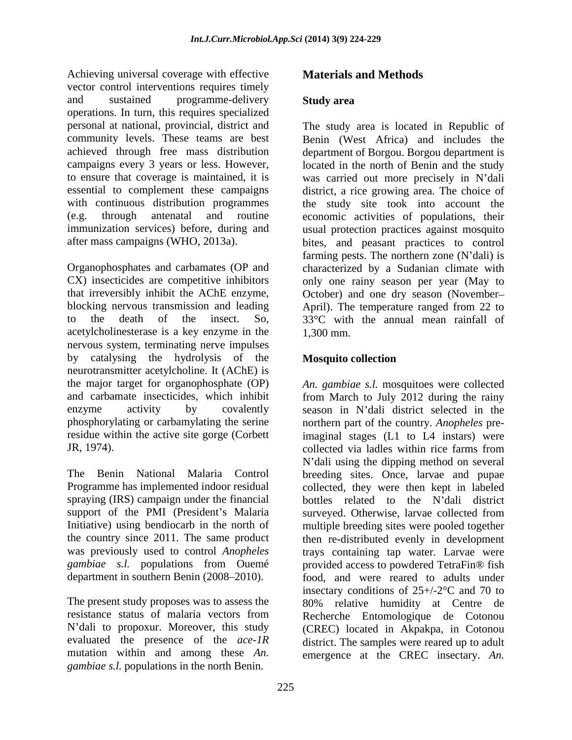Achieving universal coverage with effective vector control interventions requires timely and sustained programme-delivery operations. In turn, this requires specialized personal at national, provincial, district and community levels. These teams are best achieved through free mass distribution campaigns every 3 years or less. However, to ensure that coverage is maintained, it is essential to complement these campaigns with continuous distribution programmes (e.g. through antenatal and routine immunization services) before, during and after mass campaigns (WHO, 2013a).

Organophosphates and carbamates (OP and CX) insecticides are competitive inhibitors that irreversibly inhibit the AChE enzyme, blocking nervous transmission and leading to the death of the insect. So, acetylcholinesterase is a key enzyme in the nervous system, terminating nerve impulses by catalysing the hydrolysis of the neurotransmitter acetylcholine. It (AChE) is the major target for organophosphate (OP) and carbamate insecticides, which inhibit enzyme activity by covalently phosphorylating or carbamylating the serine residue within the active site gorge (Corbett JR, 1974).

The Benin National Malaria Control Programme has implemented indoor residual spraying (IRS) campaign under the financial support of the PMI (President's Malaria Initiative) using bendiocarb in the north of the country since 2011. The same product was previously used to control *Anopheles gambiae s.l.* populations from Oueme department in southern Benin (2008–2010).

The present study proposes was to assess the resistance status of malaria vectors from N'dali to propoxur. Moreover, this study evaluated the presence of the *ace-1R* mutation within and among these *An. gambiae s.l.* populations in the north Benin.

## Materials and Methods

### Study area

The study area is located in Republic of Benin (West Africa) and includes the department of Borgou. Borgou department is located in the north of Benin and the study was carried out more precisely in N'dali district, a rice growing area. The choice of the study site took into account the economic activities of populations, their usual protection practices against mosquito bites, and peasant practices to control farming pests. The northern zone (N'dali) is characterized by a Sudanian climate with only one rainy season per year (May to October) and one dry season (November–April). The temperature ranged from 22 to 33°C with the annual mean rainfall of 1,300 mm.

### Mosquito collection

*An. gambiae s.l.* mosquitoes were collected from March to July 2012 during the rainy season in N'dali district selected in the northern part of the country. *Anopheles* pre-imaginal stages (L1 to L4 instars) were collected via ladles within rice farms from N'dali using the dipping method on several breeding sites. Once, larvae and pupae collected, they were then kept in labeled bottles related to the N'dali district surveyed. Otherwise, larvae collected from multiple breeding sites were pooled together then re-distributed evenly in development trays containing tap water. Larvae were provided access to powdered TetraFin® fish food, and were reared to adults under insectary conditions of 25+/-2°C and 70 to 80% relative humidity at Centre de Recherche Entomologique de Cotonou (CREC) located in Akpakpa, in Cotonou district. The samples were reared up to adult emergence at the CREC insectary. *An.*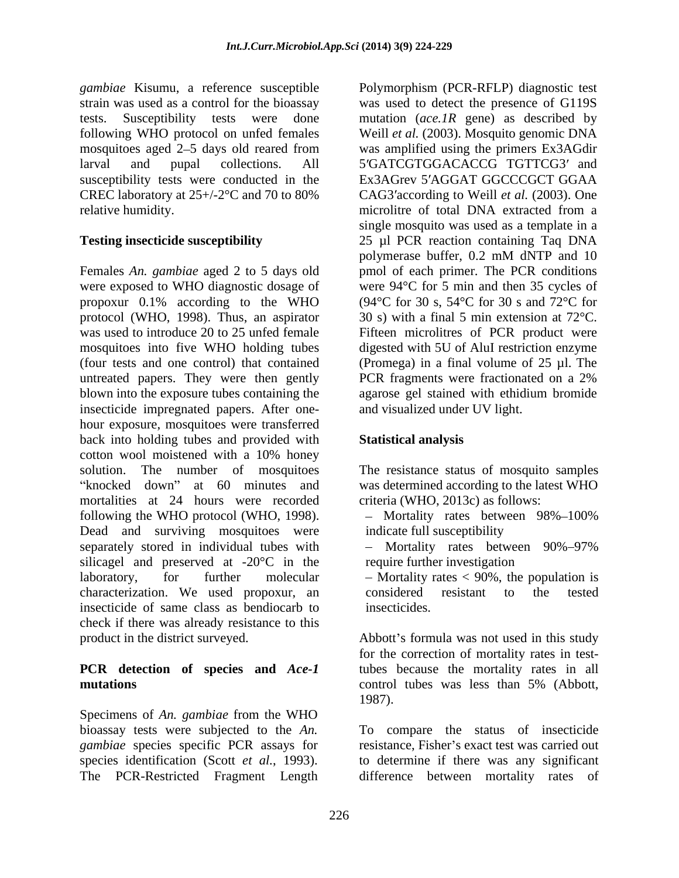*gambiae* Kisumu, a reference susceptible strain was used as a control for the bioassay tests. Susceptibility tests were done following WHO protocol on unfed females mosquitoes aged 2–5 days old reared from larval and pupal collections. All susceptibility tests were conducted in the CREC laboratory at 25+/-2°C and 70 to 80% relative humidity.

## Testing insecticide susceptibility

Females *An. gambiae* aged 2 to 5 days old were exposed to WHO diagnostic dosage of propoxur 0.1% according to the WHO protocol (WHO, 1998). Thus, an aspirator was used to introduce 20 to 25 unfed female mosquitoes into five WHO holding tubes (four tests and one control) that contained untreated papers. They were then gently blown into the exposure tubes containing the insecticide impregnated papers. After one-hour exposure, mosquitoes were transferred back into holding tubes and provided with cotton wool moistened with a 10% honey solution. The number of mosquitoes "knocked down" at 60 minutes and mortalities at 24 hours were recorded following the WHO protocol (WHO, 1998). Dead and surviving mosquitoes were separately stored in individual tubes with silicagel and preserved at -20°C in the laboratory, for further molecular characterization. We used propoxur, an insecticide of same class as bendiocarb to check if there was already resistance to this product in the district surveyed.

## PCR detection of species and *Ace-1* mutations

Specimens of *An. gambiae* from the WHO bioassay tests were subjected to the *An. gambiae* species specific PCR assays for species identification (Scott *et al.*, 1993). The PCR-Restricted Fragment Length Polymorphism (PCR-RFLP) diagnostic test was used to detect the presence of G119S mutation (*ace.1R* gene) as described by Weill *et al.* (2003). Mosquito genomic DNA was amplified using the primers Ex3AGdir 5′GATCGTGGACACCG TGTTCG3′ and Ex3AGrev 5′AGGAT GGCCCGCT GGAA CAG3′according to Weill *et al.* (2003). One microlitre of total DNA extracted from a single mosquito was used as a template in a 25 µl PCR reaction containing Taq DNA polymerase buffer, 0.2 mM dNTP and 10 pmol of each primer. The PCR conditions were 94°C for 5 min and then 35 cycles of (94°C for 30 s, 54°C for 30 s and 72°C for 30 s) with a final 5 min extension at 72°C. Fifteen microlitres of PCR product were digested with 5U of AluI restriction enzyme (Promega) in a final volume of 25 µl. The PCR fragments were fractionated on a 2% agarose gel stained with ethidium bromide and visualized under UV light.

## Statistical analysis

The resistance status of mosquito samples was determined according to the latest WHO criteria (WHO, 2013c) as follows:

– Mortality rates between 98%–100% indicate full susceptibility

– Mortality rates between 90%–97% require further investigation

– Mortality rates < 90%, the population is considered resistant to the tested insecticides.

Abbott's formula was not used in this study for the correction of mortality rates in test-tubes because the mortality rates in all control tubes was less than 5% (Abbott, 1987).

To compare the status of insecticide resistance, Fisher's exact test was carried out to determine if there was any significant difference between mortality rates of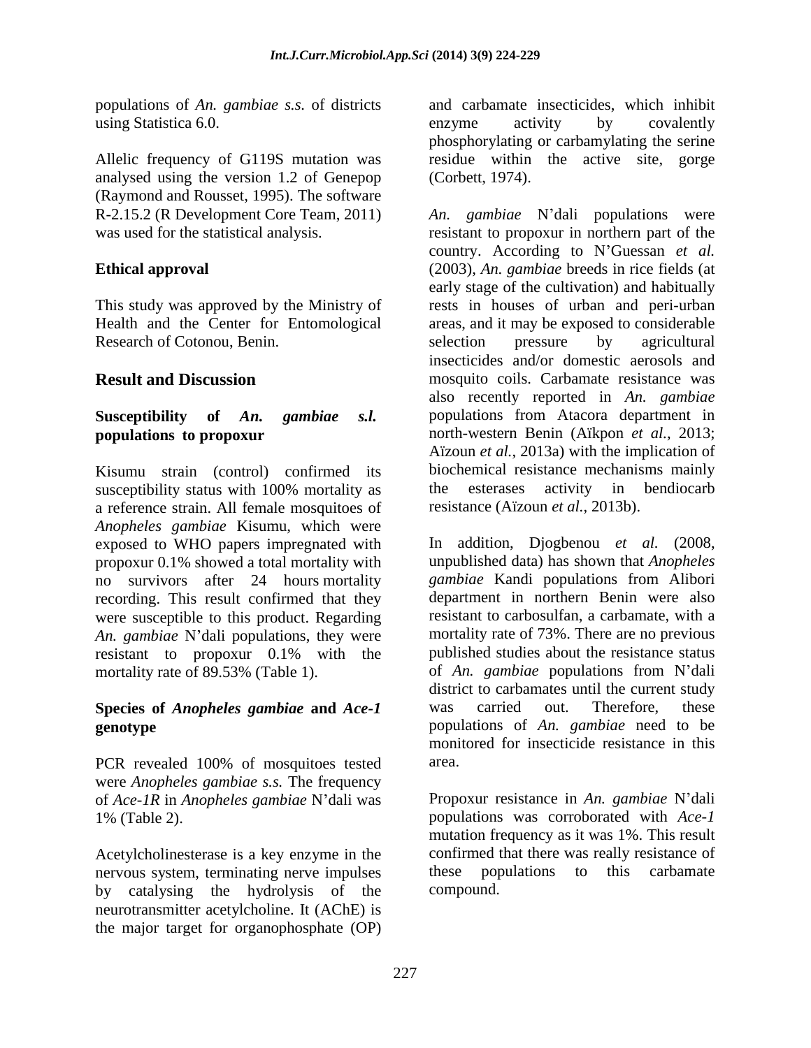populations of *An. gambiae s.s.* of districts using Statistica 6.0.

Allelic frequency of G119S mutation was analysed using the version 1.2 of Genepop (Raymond and Rousset, 1995). The software R-2.15.2 (R Development Core Team, 2011) was used for the statistical analysis.

## Ethical approval

This study was approved by the Ministry of Health and the Center for Entomological Research of Cotonou, Benin.

## Result and Discussion

### Susceptibility of *An. gambiae s.l.* populations to propoxur

Kisumu strain (control) confirmed its susceptibility status with 100% mortality as a reference strain. All female mosquitoes of *Anopheles gambiae* Kisumu, which were exposed to WHO papers impregnated with propoxur 0.1% showed a total mortality with no survivors after 24 hours mortality recording. This result confirmed that they were susceptible to this product. Regarding *An. gambiae* N'dali populations, they were resistant to propoxur 0.1% with the mortality rate of 89.53% (Table 1).

### Species of *Anopheles gambiae* and *Ace-1* genotype

PCR revealed 100% of mosquitoes tested were *Anopheles gambiae s.s.* The frequency of *Ace-1R* in *Anopheles gambiae* N'dali was 1% (Table 2).

Acetylcholinesterase is a key enzyme in the nervous system, terminating nerve impulses by catalysing the hydrolysis of the neurotransmitter acetylcholine. It (AChE) is the major target for organophosphate (OP) and carbamate insecticides, which inhibit enzyme activity by covalently phosphorylating or carbamylating the serine residue within the active site, gorge (Corbett, 1974).

*An. gambiae* N'dali populations were resistant to propoxur in northern part of the country. According to N'Guessan *et al.* (2003), *An. gambiae* breeds in rice fields (at early stage of the cultivation) and habitually rests in houses of urban and peri-urban areas, and it may be exposed to considerable selection pressure by agricultural insecticides and/or domestic aerosols and mosquito coils. Carbamate resistance was also recently reported in *An. gambiae* populations from Atacora department in north-western Benin (Aïkpon *et al.*, 2013; Aïzoun *et al.*, 2013a) with the implication of biochemical resistance mechanisms mainly the esterases activity in bendiocarb resistance (Aïzoun *et al.*, 2013b).

In addition, Djogbenou *et al.* (2008, unpublished data) has shown that *Anopheles gambiae* Kandi populations from Alibori department in northern Benin were also resistant to carbosulfan, a carbamate, with a mortality rate of 73%. There are no previous published studies about the resistance status of *An. gambiae* populations from N'dali district to carbamates until the current study was carried out. Therefore, these populations of *An. gambiae* need to be monitored for insecticide resistance in this area.

Propoxur resistance in *An. gambiae* N'dali populations was corroborated with *Ace-1* mutation frequency as it was 1%. This result confirmed that there was really resistance of these populations to this carbamate compound.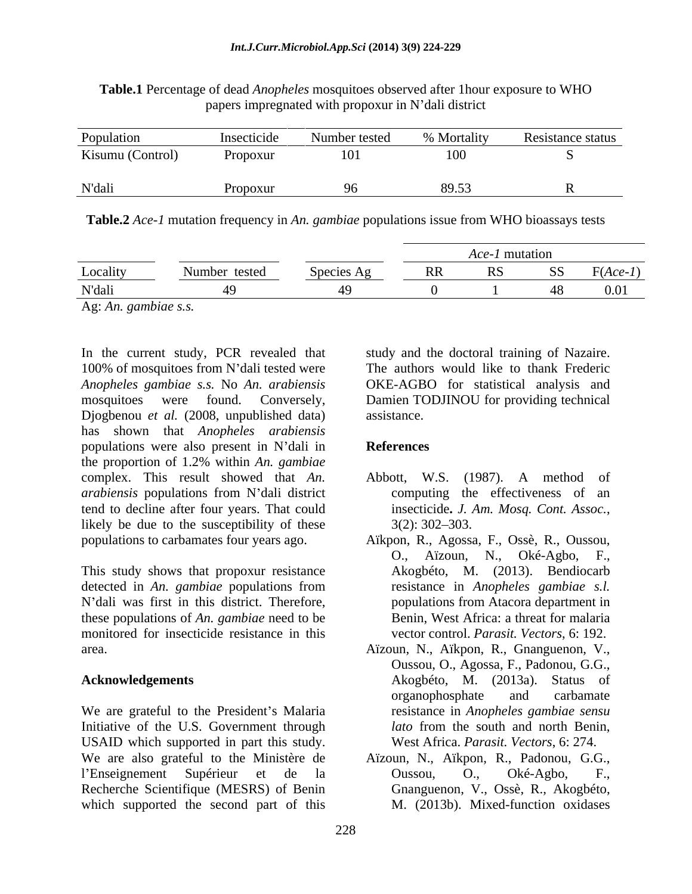**Table.1** Percentage of dead *Anopheles* mosquitoes observed after 1hour exposure to WHO papers impregnated with propoxur in N'dali district

| Population | Insecticide | Number tested | % Mortality | Resistance status |
|---|---|---|---|---|
| Kisumu (Control) | Propoxur | 101 | 100 | S |
| N'dali | Propoxur | 96 | 89.53 | R |

**Table.2** *Ace-1* mutation frequency in *An. gambiae* populations issue from WHO bioassays tests

| | | | *Ace-1* mutation | | | |
|---|---|---|---|---|---|---|
| Locality | Number tested | Species Ag | RR | RS | SS | F(*Ace-1*) |
| N'dali | 49 | 49 | 0 | 1 | 48 | 0.01 |

Ag: *An. gambiae s.s.*

In the current study, PCR revealed that 100% of mosquitoes from N'dali tested were *Anopheles gambiae s.s.* No *An. arabiensis* mosquitoes were found. Conversely, Djogbenou *et al.* (2008, unpublished data) has shown that *Anopheles arabiensis* populations were also present in N'dali in the proportion of 1.2% within *An. gambiae* complex. This result showed that *An. arabiensis* populations from N'dali district tend to decline after four years. That could likely be due to the susceptibility of these populations to carbamates four years ago.

This study shows that propoxur resistance detected in *An. gambiae* populations from N'dali was first in this district. Therefore, these populations of *An. gambiae* need to be monitored for insecticide resistance in this area.

## Acknowledgements

We are grateful to the President's Malaria Initiative of the U.S. Government through USAID which supported in part this study. We are also grateful to the Ministère de l'Enseignement Supérieur et de la Recherche Scientifique (MESRS) of Benin which supported the second part of this study and the doctoral training of Nazaire. The authors would like to thank Frederic OKE-AGBO for statistical analysis and Damien TODJINOU for providing technical assistance.

## References

Abbott, W.S. (1987). A method of computing the effectiveness of an insecticide. *J. Am. Mosq. Cont. Assoc.*, 3(2): 302–303.

Aïkpon, R., Agossa, F., Ossè, R., Oussou, O., Aïzoun, N., Oké-Agbo, F., Akogbéto, M. (2013). Bendiocarb resistance in *Anopheles gambiae s.l.* populations from Atacora department in Benin, West Africa: a threat for malaria vector control. *Parasit. Vectors*, 6: 192.

Aïzoun, N., Aïkpon, R., Gnanguenon, V., Oussou, O., Agossa, F., Padonou, G.G., Akogbéto, M. (2013a). Status of organophosphate and carbamate resistance in *Anopheles gambiae sensu lato* from the south and north Benin, West Africa. *Parasit. Vectors*, 6: 274.

Aïzoun, N., Aïkpon, R., Padonou, G.G., Oussou, O., Oké-Agbo, F., Gnanguenon, V., Ossè, R., Akogbéto, M. (2013b). Mixed-function oxidases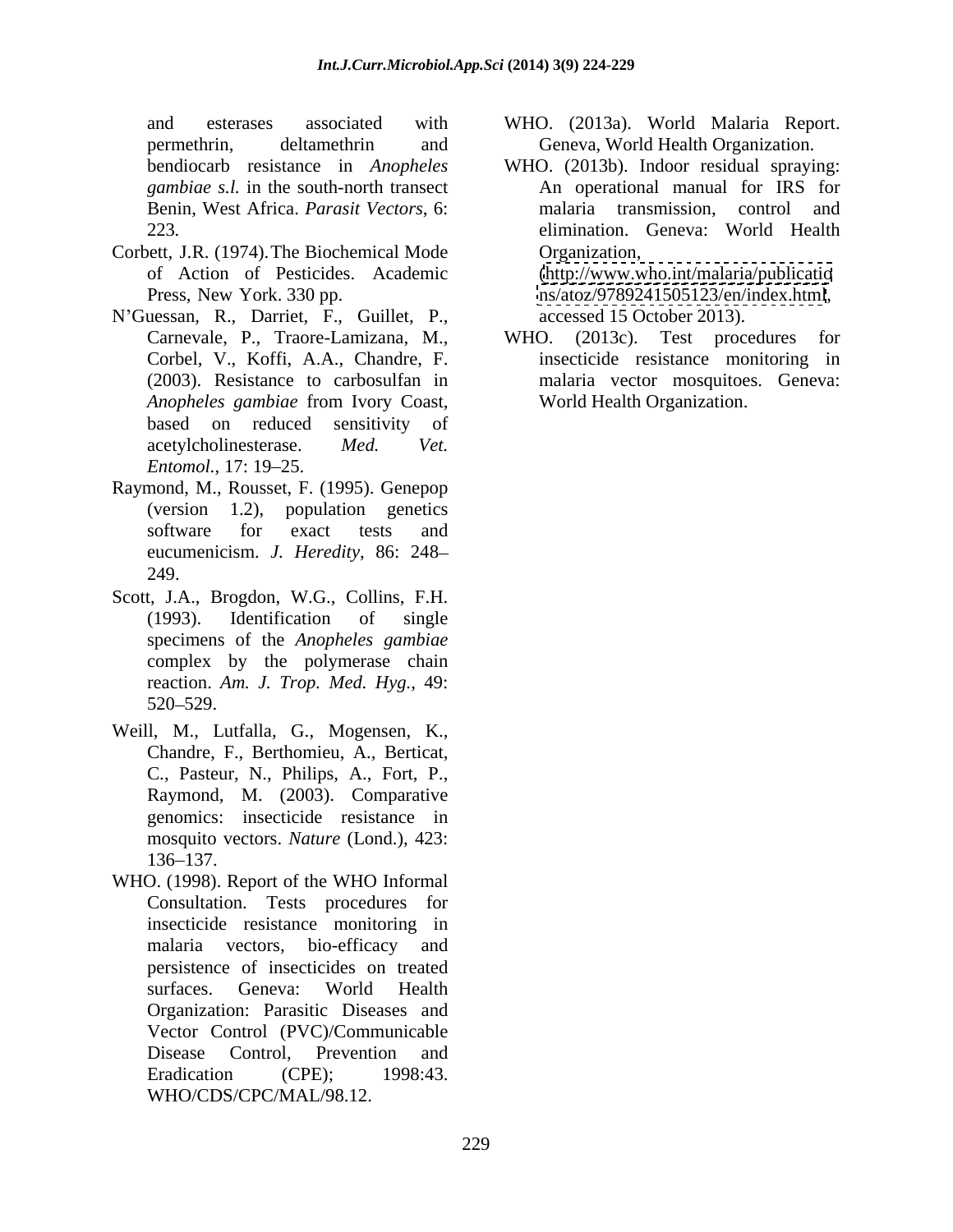and esterases associated with permethrin, deltamethrin and bendiocarb resistance in *Anopheles gambiae s.l.* in the south-north transect Benin, West Africa. *Parasit Vectors*, 6: 223.

Corbett, J.R. (1974). The Biochemical Mode of Action of Pesticides. Academic Press, New York. 330 pp.

N'Guessan, R., Darriet, F., Guillet, P., Carnevale, P., Traore-Lamizana, M., Corbel, V., Koffi, A.A., Chandre, F. (2003). Resistance to carbosulfan in *Anopheles gambiae* from Ivory Coast, based on reduced sensitivity of acetylcholinesterase. *Med. Vet. Entomol.*, 17: 19–25.

Raymond, M., Rousset, F. (1995). Genepop (version 1.2), population genetics software for exact tests and eucumenicism. *J. Heredity*, 86: 248–249.

Scott, J.A., Brogdon, W.G., Collins, F.H. (1993). Identification of single specimens of the *Anopheles gambiae* complex by the polymerase chain reaction. *Am. J. Trop. Med. Hyg.*, 49: 520–529.

Weill, M., Lutfalla, G., Mogensen, K., Chandre, F., Berthomieu, A., Berticat, C., Pasteur, N., Philips, A., Fort, P., Raymond, M. (2003). Comparative genomics: insecticide resistance in mosquito vectors. *Nature* (Lond.), 423: 136–137.

WHO. (1998). Report of the WHO Informal Consultation. Tests procedures for insecticide resistance monitoring in malaria vectors, bio-efficacy and persistence of insecticides on treated surfaces. Geneva: World Health Organization: Parasitic Diseases and Vector Control (PVC)/Communicable Disease Control, Prevention and Eradication (CPE); 1998:43. WHO/CDS/CPC/MAL/98.12.

WHO. (2013a). World Malaria Report. Geneva, World Health Organization.

WHO. (2013b). Indoor residual spraying: An operational manual for IRS for malaria transmission, control and elimination. Geneva: World Health Organization, (http://www.who.int/malaria/publications/atoz/9789241505123/en/index.html, accessed 15 October 2013).

WHO. (2013c). Test procedures for insecticide resistance monitoring in malaria vector mosquitoes. Geneva: World Health Organization.